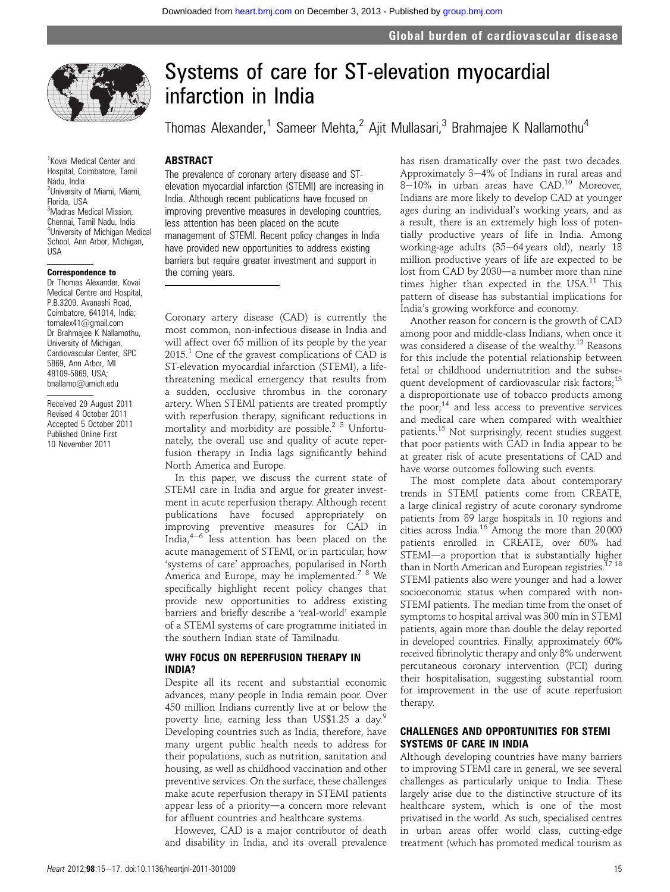# Systems of care for ST-elevation myocardial infarction in India

Thomas Alexander,[1] Sameer Mehta,[2] Ajit Mullasari,[3] Brahmajee K Nallamothu[4]

[1]Kovai Medical Center and Hospital, Coimbatore, Tamil Nadu, India
[2]University of Miami, Miami, Florida, USA
[3]Madras Medical Mission, Chennai, Tamil Nadu, India
[4]University of Michigan Medical School, Ann Arbor, Michigan, USA

**Correspondence to**
Dr Thomas Alexander, Kovai Medical Centre and Hospital, P.B.3209, Avanashi Road, Coimbatore, 641014, India; tomalex41@gmail.com
Dr Brahmajee K Nallamothu, University of Michigan, Cardiovascular Center, SPC 5869, Ann Arbor, MI 48109-5869, USA; bnallamo@umich.edu

Received 29 August 2011
Revised 4 October 2011
Accepted 5 October 2011
Published Online First 10 November 2011

## ABSTRACT

The prevalence of coronary artery disease and ST-elevation myocardial infarction (STEMI) are increasing in India. Although recent publications have focused on improving preventive measures in developing countries, less attention has been placed on the acute management of STEMI. Recent policy changes in India have provided new opportunities to address existing barriers but require greater investment and support in the coming years.

Coronary artery disease (CAD) is currently the most common, non-infectious disease in India and will affect over 65 million of its people by the year 2015.[1] One of the gravest complications of CAD is ST-elevation myocardial infarction (STEMI), a life-threatening medical emergency that results from a sudden, occlusive thrombus in the coronary artery. When STEMI patients are treated promptly with reperfusion therapy, significant reductions in mortality and morbidity are possible.[2 3] Unfortunately, the overall use and quality of acute reperfusion therapy in India lags significantly behind North America and Europe.

In this paper, we discuss the current state of STEMI care in India and argue for greater investment in acute reperfusion therapy. Although recent publications have focused appropriately on improving preventive measures for CAD in India,[4–6] less attention has been placed on the acute management of STEMI, or in particular, how 'systems of care' approaches, popularised in North America and Europe, may be implemented.[7 8] We specifically highlight recent policy changes that provide new opportunities to address existing barriers and briefly describe a 'real-world' example of a STEMI systems of care programme initiated in the southern Indian state of Tamilnadu.

## WHY FOCUS ON REPERFUSION THERAPY IN INDIA?

Despite all its recent and substantial economic advances, many people in India remain poor. Over 450 million Indians currently live at or below the poverty line, earning less than US$1.25 a day.[9] Developing countries such as India, therefore, have many urgent public health needs to address for their populations, such as nutrition, sanitation and housing, as well as childhood vaccination and other preventive services. On the surface, these challenges make acute reperfusion therapy in STEMI patients appear less of a priority—a concern more relevant for affluent countries and healthcare systems.

However, CAD is a major contributor of death and disability in India, and its overall prevalence has risen dramatically over the past two decades. Approximately 3–4% of Indians in rural areas and 8–10% in urban areas have CAD.[10] Moreover, Indians are more likely to develop CAD at younger ages during an individual's working years, and as a result, there is an extremely high loss of potentially productive years of life in India. Among working-age adults (35–64 years old), nearly 18 million productive years of life are expected to be lost from CAD by 2030—a number more than nine times higher than expected in the USA.[11] This pattern of disease has substantial implications for India's growing workforce and economy.

Another reason for concern is the growth of CAD among poor and middle-class Indians, when once it was considered a disease of the wealthy.[12] Reasons for this include the potential relationship between fetal or childhood undernutrition and the subsequent development of cardiovascular risk factors;[13] a disproportionate use of tobacco products among the poor;[14] and less access to preventive services and medical care when compared with wealthier patients.[15] Not surprisingly, recent studies suggest that poor patients with CAD in India appear to be at greater risk of acute presentations of CAD and have worse outcomes following such events.

The most complete data about contemporary trends in STEMI patients come from CREATE, a large clinical registry of acute coronary syndrome patients from 89 large hospitals in 10 regions and cities across India.[16] Among the more than 20 000 patients enrolled in CREATE, over 60% had STEMI—a proportion that is substantially higher than in North American and European registries.[17 18] STEMI patients also were younger and had a lower socioeconomic status when compared with non-STEMI patients. The median time from the onset of symptoms to hospital arrival was 300 min in STEMI patients, again more than double the delay reported in developed countries. Finally, approximately 60% received fibrinolytic therapy and only 8% underwent percutaneous coronary intervention (PCI) during their hospitalisation, suggesting substantial room for improvement in the use of acute reperfusion therapy.

## CHALLENGES AND OPPORTUNITIES FOR STEMI SYSTEMS OF CARE IN INDIA

Although developing countries have many barriers to improving STEMI care in general, we see several challenges as particularly unique to India. These largely arise due to the distinctive structure of its healthcare system, which is one of the most privatised in the world. As such, specialised centres in urban areas offer world class, cutting-edge treatment (which has promoted medical tourism as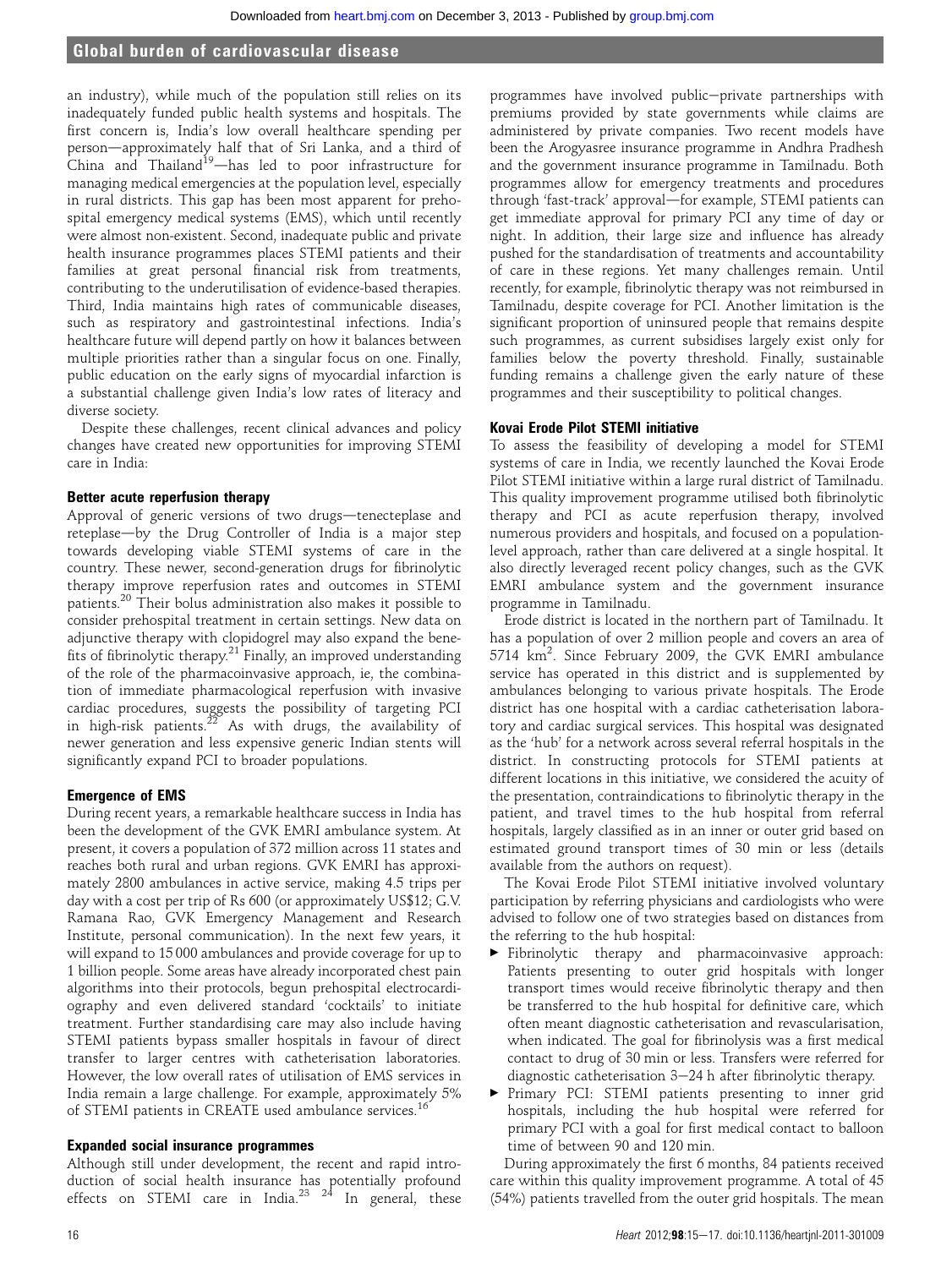an industry), while much of the population still relies on its inadequately funded public health systems and hospitals. The first concern is, India's low overall healthcare spending per person—approximately half that of Sri Lanka, and a third of China and Thailand[19]—has led to poor infrastructure for managing medical emergencies at the population level, especially in rural districts. This gap has been most apparent for prehospital emergency medical systems (EMS), which until recently were almost non-existent. Second, inadequate public and private health insurance programmes places STEMI patients and their families at great personal financial risk from treatments, contributing to the underutilisation of evidence-based therapies. Third, India maintains high rates of communicable diseases, such as respiratory and gastrointestinal infections. India's healthcare future will depend partly on how it balances between multiple priorities rather than a singular focus on one. Finally, public education on the early signs of myocardial infarction is a substantial challenge given India's low rates of literacy and diverse society.

Despite these challenges, recent clinical advances and policy changes have created new opportunities for improving STEMI care in India:

### Better acute reperfusion therapy

Approval of generic versions of two drugs—tenecteplase and reteplase—by the Drug Controller of India is a major step towards developing viable STEMI systems of care in the country. These newer, second-generation drugs for fibrinolytic therapy improve reperfusion rates and outcomes in STEMI patients.[20] Their bolus administration also makes it possible to consider prehospital treatment in certain settings. New data on adjunctive therapy with clopidogrel may also expand the benefits of fibrinolytic therapy.[21] Finally, an improved understanding of the role of the pharmacoinvasive approach, ie, the combination of immediate pharmacological reperfusion with invasive cardiac procedures, suggests the possibility of targeting PCI in high-risk patients.[22] As with drugs, the availability of newer generation and less expensive generic Indian stents will significantly expand PCI to broader populations.

### Emergence of EMS

During recent years, a remarkable healthcare success in India has been the development of the GVK EMRI ambulance system. At present, it covers a population of 372 million across 11 states and reaches both rural and urban regions. GVK EMRI has approximately 2800 ambulances in active service, making 4.5 trips per day with a cost per trip of Rs 600 (or approximately US$12; G.V. Ramana Rao, GVK Emergency Management and Research Institute, personal communication). In the next few years, it will expand to 15 000 ambulances and provide coverage for up to 1 billion people. Some areas have already incorporated chest pain algorithms into their protocols, begun prehospital electrocardiography and even delivered standard 'cocktails' to initiate treatment. Further standardising care may also include having STEMI patients bypass smaller hospitals in favour of direct transfer to larger centres with catheterisation laboratories. However, the low overall rates of utilisation of EMS services in India remain a large challenge. For example, approximately 5% of STEMI patients in CREATE used ambulance services.[16]

### Expanded social insurance programmes

Although still under development, the recent and rapid introduction of social health insurance has potentially profound effects on STEMI care in India.[23 24] In general, these programmes have involved public–private partnerships with premiums provided by state governments while claims are administered by private companies. Two recent models have been the Arogyasree insurance programme in Andhra Pradesh and the government insurance programme in Tamilnadu. Both programmes allow for emergency treatments and procedures through 'fast-track' approval—for example, STEMI patients can get immediate approval for primary PCI any time of day or night. In addition, their large size and influence has already pushed for the standardisation of treatments and accountability of care in these regions. Yet many challenges remain. Until recently, for example, fibrinolytic therapy was not reimbursed in Tamilnadu, despite coverage for PCI. Another limitation is the significant proportion of uninsured people that remains despite such programmes, as current subsidises largely exist only for families below the poverty threshold. Finally, sustainable funding remains a challenge given the early nature of these programmes and their susceptibility to political changes.

### Kovai Erode Pilot STEMI initiative

To assess the feasibility of developing a model for STEMI systems of care in India, we recently launched the Kovai Erode Pilot STEMI initiative within a large rural district of Tamilnadu. This quality improvement programme utilised both fibrinolytic therapy and PCI as acute reperfusion therapy, involved numerous providers and hospitals, and focused on a population-level approach, rather than care delivered at a single hospital. It also directly leveraged recent policy changes, such as the GVK EMRI ambulance system and the government insurance programme in Tamilnadu.

Erode district is located in the northern part of Tamilnadu. It has a population of over 2 million people and covers an area of 5714 km$^2$. Since February 2009, the GVK EMRI ambulance service has operated in this district and is supplemented by ambulances belonging to various private hospitals. The Erode district has one hospital with a cardiac catheterisation laboratory and cardiac surgical services. This hospital was designated as the 'hub' for a network across several referral hospitals in the district. In constructing protocols for STEMI patients at different locations in this initiative, we considered the acuity of the presentation, contraindications to fibrinolytic therapy in the patient, and travel times to the hub hospital from referral hospitals, largely classified as in an inner or outer grid based on estimated ground transport times of 30 min or less (details available from the authors on request).

The Kovai Erode Pilot STEMI initiative involved voluntary participation by referring physicians and cardiologists who were advised to follow one of two strategies based on distances from the referring to the hub hospital:

- Fibrinolytic therapy and pharmacoinvasive approach: Patients presenting to outer grid hospitals with longer transport times would receive fibrinolytic therapy and then be transferred to the hub hospital for definitive care, which often meant diagnostic catheterisation and revascularisation, when indicated. The goal for fibrinolysis was a first medical contact to drug of 30 min or less. Transfers were referred for diagnostic catheterisation 3–24 h after fibrinolytic therapy.
- Primary PCI: STEMI patients presenting to inner grid hospitals, including the hub hospital were referred for primary PCI with a goal for first medical contact to balloon time of between 90 and 120 min.

During approximately the first 6 months, 84 patients received care within this quality improvement programme. A total of 45 (54%) patients travelled from the outer grid hospitals. The mean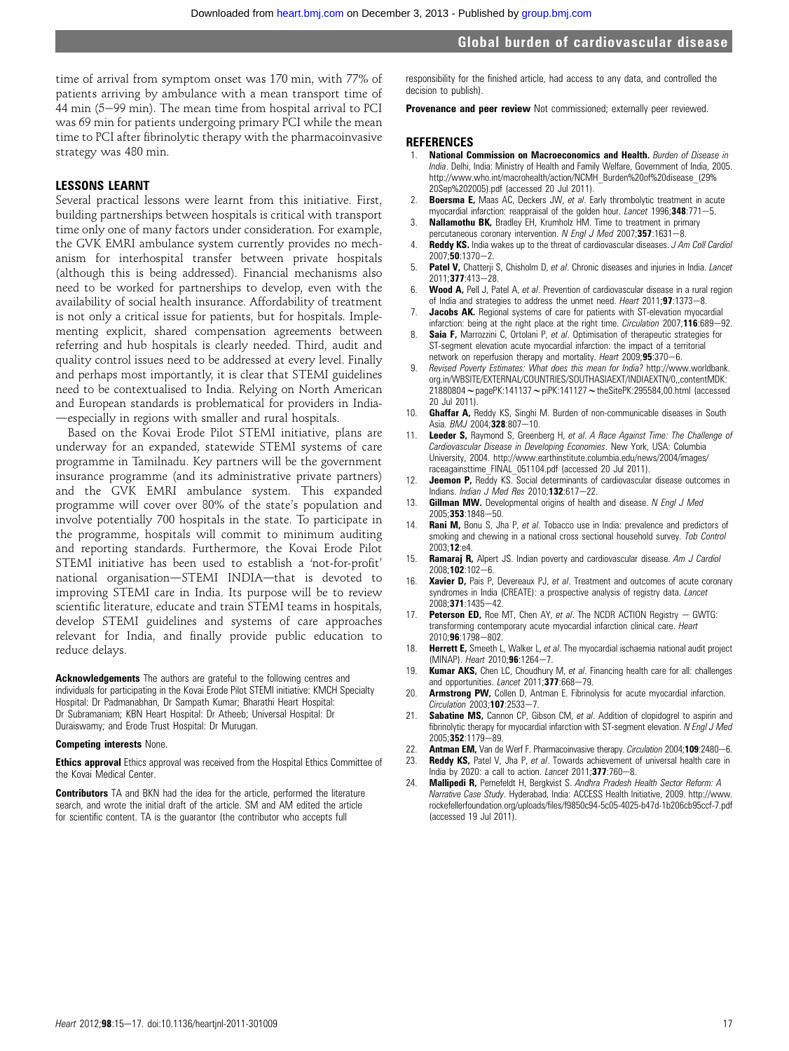time of arrival from symptom onset was 170 min, with 77% of patients arriving by ambulance with a mean transport time of 44 min (5–99 min). The mean time from hospital arrival to PCI was 69 min for patients undergoing primary PCI while the mean time to PCI after fibrinolytic therapy with the pharmacoinvasive strategy was 480 min.

## LESSONS LEARNT

Several practical lessons were learnt from this initiative. First, building partnerships between hospitals is critical with transport time only one of many factors under consideration. For example, the GVK EMRI ambulance system currently provides no mechanism for interhospital transfer between private hospitals (although this is being addressed). Financial mechanisms also need to be worked for partnerships to develop, even with the availability of social health insurance. Affordability of treatment is not only a critical issue for patients, but for hospitals. Implementing explicit, shared compensation agreements between referring and hub hospitals is clearly needed. Third, audit and quality control issues need to be addressed at every level. Finally and perhaps most importantly, it is clear that STEMI guidelines need to be contextualised to India. Relying on North American and European standards is problematical for providers in India—especially in regions with smaller and rural hospitals.

Based on the Kovai Erode Pilot STEMI initiative, plans are underway for an expanded, statewide STEMI systems of care programme in Tamilnadu. Key partners will be the government insurance programme (and its administrative private partners) and the GVK EMRI ambulance system. This expanded programme will cover over 80% of the state's population and involve potentially 700 hospitals in the state. To participate in the programme, hospitals will commit to minimum auditing and reporting standards. Furthermore, the Kovai Erode Pilot STEMI initiative has been used to establish a 'not-for-profit' national organisation—STEMI INDIA—that is devoted to improving STEMI care in India. Its purpose will be to review scientific literature, educate and train STEMI teams in hospitals, develop STEMI guidelines and systems of care approaches relevant for India, and finally provide public education to reduce delays.

**Acknowledgements** The authors are grateful to the following centres and individuals for participating in the Kovai Erode Pilot STEMI initiative: KMCH Specialty Hospital: Dr Padmanabhan, Dr Sampath Kumar; Bharathi Heart Hospital: Dr Subramaniam; KBN Heart Hospital: Dr Atheeb; Universal Hospital: Dr Duraiswamy; and Erode Trust Hospital: Dr Murugan.

**Competing interests** None.

**Ethics approval** Ethics approval was received from the Hospital Ethics Committee of the Kovai Medical Center.

**Contributors** TA and BKN had the idea for the article, performed the literature search, and wrote the initial draft of the article. SM and AM edited the article for scientific content. TA is the guarantor (the contributor who accepts full responsibility for the finished article, had access to any data, and controlled the decision to publish).

**Provenance and peer review** Not commissioned; externally peer reviewed.

## REFERENCES

1. **National Commission on Macroeconomics and Health.** *Burden of Disease in India*. Delhi, India: Ministry of Health and Family Welfare, Government of India, 2005. http://www.who.int/macrohealth/action/NCMH_Burden%20of%20disease_(29%20Sep%202005).pdf (accessed 20 Jul 2011).
2. **Boersma E,** Maas AC, Deckers JW, *et al*. Early thrombolytic treatment in acute myocardial infarction: reappraisal of the golden hour. *Lancet* 1996;**348**:771–5.
3. **Nallamothu BK,** Bradley EH, Krumholz HM. Time to treatment in primary percutaneous coronary intervention. *N Engl J Med* 2007;**357**:1631–8.
4. **Reddy KS.** India wakes up to the threat of cardiovascular diseases. *J Am Coll Cardiol* 2007;**50**:1370–2.
5. **Patel V,** Chatterji S, Chisholm D, *et al*. Chronic diseases and injuries in India. *Lancet* 2011;**377**:413–28.
6. **Wood A,** Pell J, Patel A, *et al*. Prevention of cardiovascular disease in a rural region of India and strategies to address the unmet need. *Heart* 2011;**97**:1373–8.
7. **Jacobs AK.** Regional systems of care for patients with ST-elevation myocardial infarction: being at the right place at the right time. *Circulation* 2007;**116**:689–92.
8. **Saia F,** Marrozzini C, Ortolani P, *et al*. Optimisation of therapeutic strategies for ST-segment elevation acute myocardial infarction: the impact of a territorial network on reperfusion therapy and mortality. *Heart* 2009;**95**:370–6.
9. *Revised Poverty Estimates: What does this mean for India?* http://www.worldbank.org.in/WBSITE/EXTERNAL/COUNTRIES/SOUTHASIAEXT/INDIAEXTN/0,,contentMDK:21880804~pagePK:141137~piPK:141127~theSitePK:295584,00.html (accessed 20 Jul 2011).
10. **Ghaffar A,** Reddy KS, Singhi M. Burden of non-communicable diseases in South Asia. *BMJ* 2004;**328**:807–10.
11. **Leeder S,** Raymond S, Greenberg H, *et al*. *A Race Against Time: The Challenge of Cardiovascular Disease in Developing Economies*. New York, USA: Columbia University, 2004. http://www.earthinstitute.columbia.edu/news/2004/images/raceagainsttime_FINAL_051104.pdf (accessed 20 Jul 2011).
12. **Jeemon P,** Reddy KS. Social determinants of cardiovascular disease outcomes in Indians. *Indian J Med Res* 2010;**132**:617–22.
13. **Gillman MW.** Developmental origins of health and disease. *N Engl J Med* 2005;**353**:1848–50.
14. **Rani M,** Bonu S, Jha P, *et al*. Tobacco use in India: prevalence and predictors of smoking and chewing in a national cross sectional household survey. *Tob Control* 2003;**12**:e4.
15. **Ramaraj R,** Alpert JS. Indian poverty and cardiovascular disease. *Am J Cardiol* 2008;**102**:102–6.
16. **Xavier D,** Pais P, Devereaux PJ, *et al*. Treatment and outcomes of acute coronary syndromes in India (CREATE): a prospective analysis of registry data. *Lancet* 2008;**371**:1435–42.
17. **Peterson ED,** Roe MT, Chen AY, *et al*. The NCDR ACTION Registry – GWTG: transforming contemporary acute myocardial infarction clinical care. *Heart* 2010;**96**:1798–802.
18. **Herrett E,** Smeeth L, Walker L, *et al*. The myocardial ischaemia national audit project (MINAP). *Heart* 2010;**96**:1264–7.
19. **Kumar AKS,** Chen LC, Choudhury M, *et al*. Financing health care for all: challenges and opportunities. *Lancet* 2011;**377**:668–79.
20. **Armstrong PW,** Collen D, Antman E. Fibrinolysis for acute myocardial infarction. *Circulation* 2003;**107**:2533–7.
21. **Sabatine MS,** Cannon CP, Gibson CM, *et al*. Addition of clopidogrel to aspirin and fibrinolytic therapy for myocardial infarction with ST-segment elevation. *N Engl J Med* 2005;**352**:1179–89.
22. **Antman EM,** Van de Werf F. Pharmacoinvasive therapy. *Circulation* 2004;**109**:2480–6.
23. **Reddy KS,** Patel V, Jha P, *et al*. Towards achievement of universal health care in India by 2020: a call to action. *Lancet* 2011;**377**:760–8.
24. **Mallipedi R,** Pernefeldt H, Bergkvist S. *Andhra Pradesh Health Sector Reform: A Narrative Case Study*. Hyderabad, India: ACCESS Health Initiative, 2009. http://www.rockefellerfoundation.org/uploads/files/f9850c94-5c05-4025-b47d-1b206cb95ccf-7.pdf (accessed 19 Jul 2011).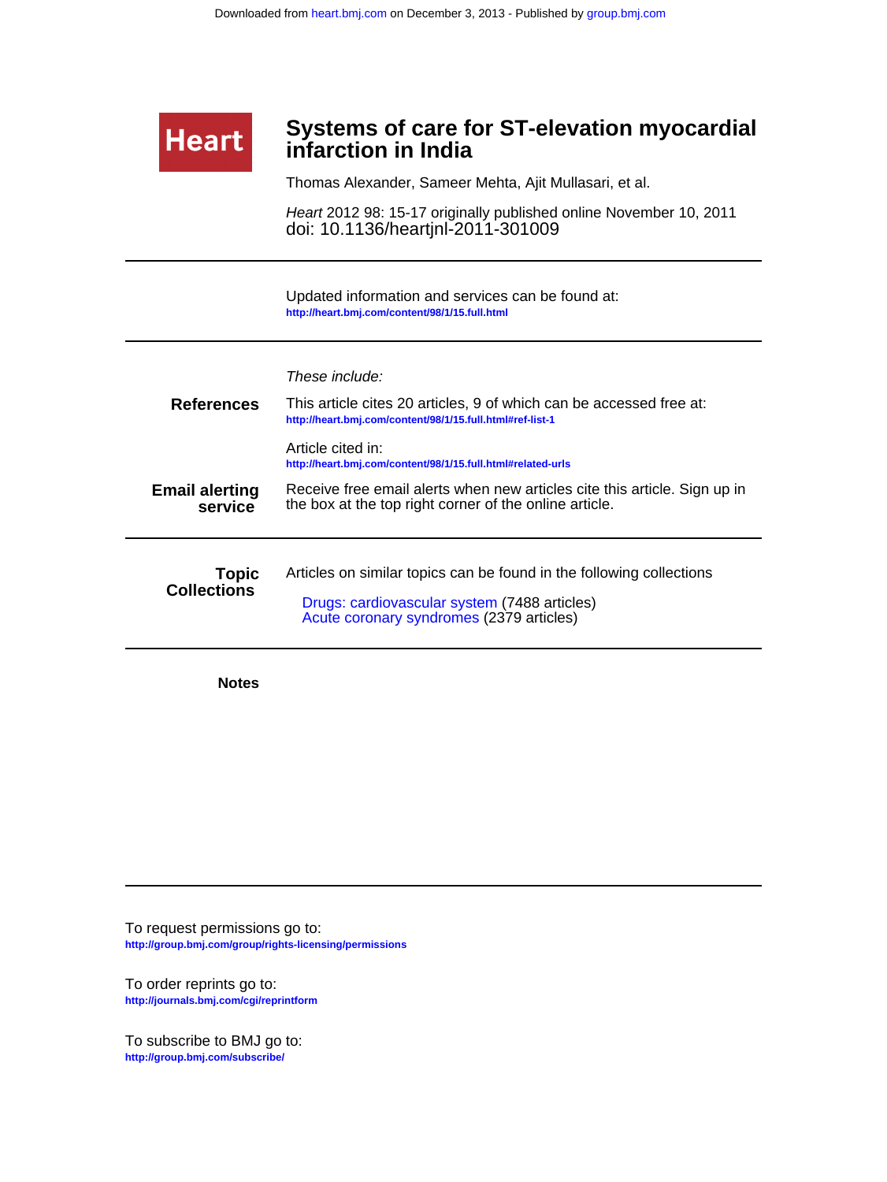Heart

# Systems of care for ST-elevation myocardial infarction in India

Thomas Alexander, Sameer Mehta, Ajit Mullasari, et al.

*Heart* 2012 98: 15-17 originally published online November 10, 2011
doi: 10.1136/heartjnl-2011-301009

Updated information and services can be found at:
**http://heart.bmj.com/content/98/1/15.full.html**

*These include:*

**References**

This article cites 20 articles, 9 of which can be accessed free at:
**http://heart.bmj.com/content/98/1/15.full.html#ref-list-1**

Article cited in:
**http://heart.bmj.com/content/98/1/15.full.html#related-urls**

**Email alerting service**

Receive free email alerts when new articles cite this article. Sign up in the box at the top right corner of the online article.

**Topic Collections**

Articles on similar topics can be found in the following collections

- Drugs: cardiovascular system (7488 articles)
- Acute coronary syndromes (2379 articles)

**Notes**

To request permissions go to:
**http://group.bmj.com/group/rights-licensing/permissions**

To order reprints go to:
**http://journals.bmj.com/cgi/reprintform**

To subscribe to BMJ go to:
**http://group.bmj.com/subscribe/**